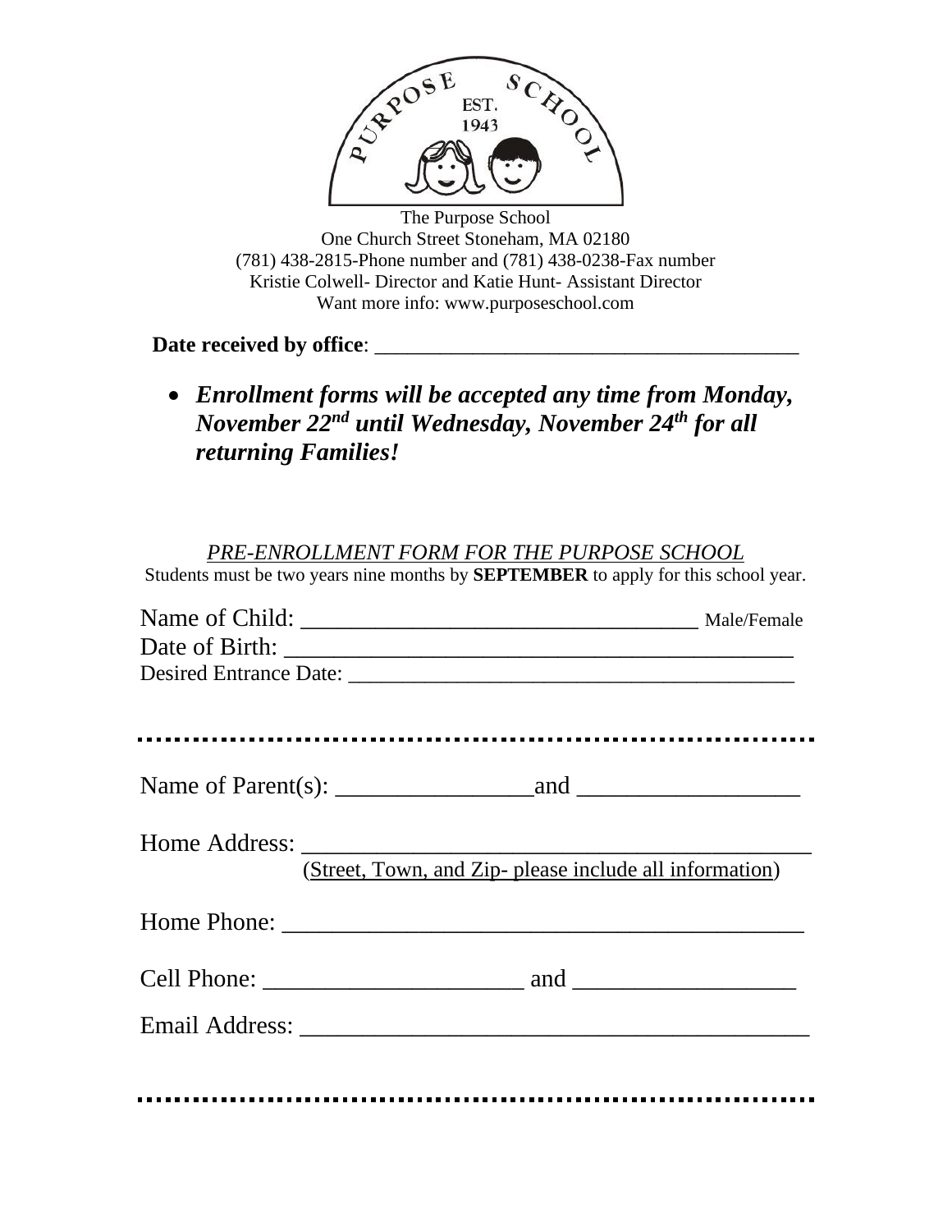The Purpose School
One Church Street Stoneham, MA 02180
(781) 438-2815-Phone number and (781) 438-0238-Fax number
Kristie Colwell- Director and Katie Hunt- Assistant Director
Want more info: www.purposeschool.com

**Date received by office**: ________________________________________

- ***Enrollment forms will be accepted any time from Monday, November 22nd until Wednesday, November 24th for all returning Families!***

*PRE-ENROLLMENT FORM FOR THE PURPOSE SCHOOL*

Students must be two years nine months by **SEPTEMBER** to apply for this school year.

Name of Child: __________________________________ Male/Female

Date of Birth: ____________________________________________

Desired Entrance Date: _________________________________________

.........................................................................

Name of Parent(s): _________________and ___________________

Home Address: ____________________________________________
(Street, Town, and Zip- please include all information)

Home Phone: _____________________________________________

Cell Phone: ______________________ and ___________________

Email Address: ____________________________________________

.........................................................................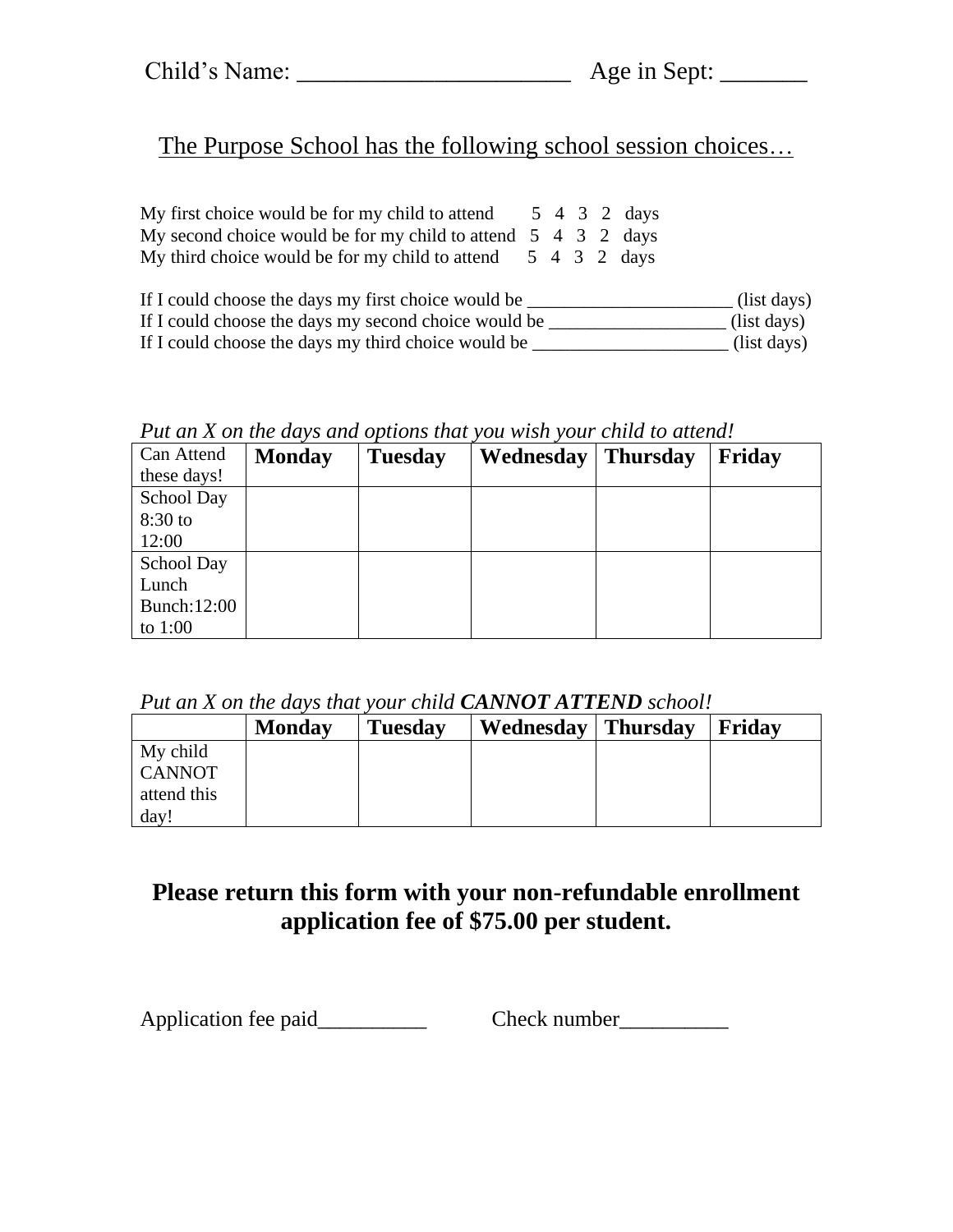Child's Name: ______________________ Age in Sept: _______

The Purpose School has the following school session choices…

My first choice would be for my child to attend 5 4 3 2 days
My second choice would be for my child to attend 5 4 3 2 days
My third choice would be for my child to attend 5 4 3 2 days

If I could choose the days my first choice would be ______________________ (list days)
If I could choose the days my second choice would be ___________________ (list days)
If I could choose the days my third choice would be _____________________ (list days)

*Put an X on the days and options that you wish your child to attend!*

| Can Attend these days! | **Monday** | **Tuesday** | **Wednesday** | **Thursday** | **Friday** |
|---|---|---|---|---|---|
| School Day 8:30 to 12:00 | | | | | |
| School Day Lunch Bunch:12:00 to 1:00 | | | | | |

*Put an X on the days that your child **CANNOT ATTEND** school!*

| | **Monday** | **Tuesday** | **Wednesday** | **Thursday** | **Friday** |
|---|---|---|---|---|---|
| My child CANNOT attend this day! | | | | | |

**Please return this form with your non-refundable enrollment application fee of $75.00 per student.**

Application fee paid__________ Check number__________